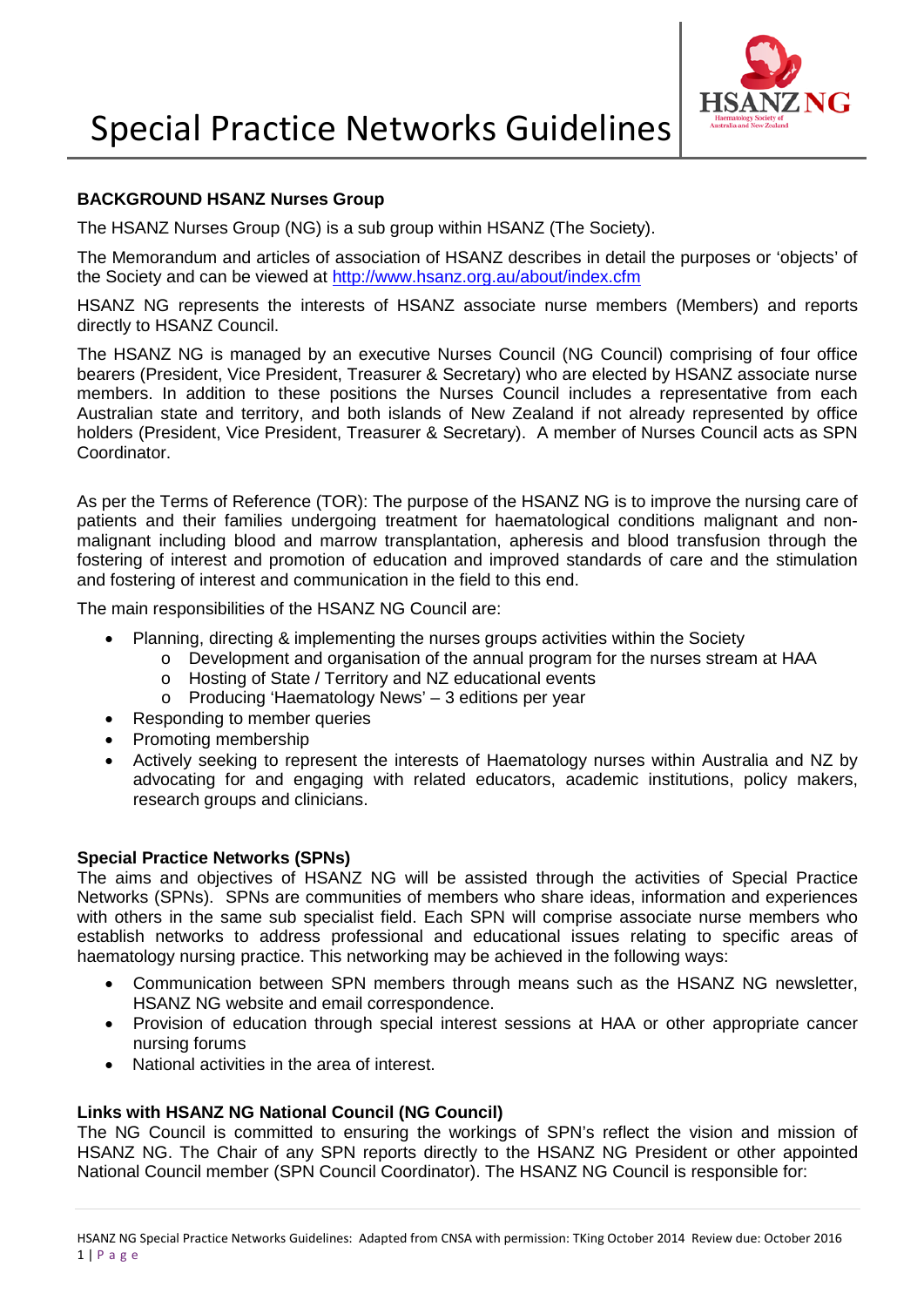# Special Practice Networks Guidelines

**BACKGROUND HSANZ Nurses Group**

The HSANZ Nurses Group (NG) is a sub group within HSANZ (The Society).

The Memorandum and articles of association of HSANZ describes in detail the purposes or 'objects' of the Society and can be viewed at http://www.hsanz.org.au/about/index.cfm

HSANZ NG represents the interests of HSANZ associate nurse members (Members) and reports directly to HSANZ Council.

The HSANZ NG is managed by an executive Nurses Council (NG Council) comprising of four office bearers (President, Vice President, Treasurer & Secretary) who are elected by HSANZ associate nurse members. In addition to these positions the Nurses Council includes a representative from each Australian state and territory, and both islands of New Zealand if not already represented by office holders (President, Vice President, Treasurer & Secretary). A member of Nurses Council acts as SPN Coordinator.

As per the Terms of Reference (TOR): The purpose of the HSANZ NG is to improve the nursing care of patients and their families undergoing treatment for haematological conditions malignant and non-malignant including blood and marrow transplantation, apheresis and blood transfusion through the fostering of interest and promotion of education and improved standards of care and the stimulation and fostering of interest and communication in the field to this end.

The main responsibilities of the HSANZ NG Council are:

- Planning, directing & implementing the nurses groups activities within the Society
  - Development and organisation of the annual program for the nurses stream at HAA
  - Hosting of State / Territory and NZ educational events
  - Producing 'Haematology News' – 3 editions per year
- Responding to member queries
- Promoting membership
- Actively seeking to represent the interests of Haematology nurses within Australia and NZ by advocating for and engaging with related educators, academic institutions, policy makers, research groups and clinicians.

**Special Practice Networks (SPNs)**

The aims and objectives of HSANZ NG will be assisted through the activities of Special Practice Networks (SPNs). SPNs are communities of members who share ideas, information and experiences with others in the same sub specialist field. Each SPN will comprise associate nurse members who establish networks to address professional and educational issues relating to specific areas of haematology nursing practice. This networking may be achieved in the following ways:

- Communication between SPN members through means such as the HSANZ NG newsletter, HSANZ NG website and email correspondence.
- Provision of education through special interest sessions at HAA or other appropriate cancer nursing forums
- National activities in the area of interest.

**Links with HSANZ NG National Council (NG Council)**

The NG Council is committed to ensuring the workings of SPN's reflect the vision and mission of HSANZ NG. The Chair of any SPN reports directly to the HSANZ NG President or other appointed National Council member (SPN Council Coordinator). The HSANZ NG Council is responsible for: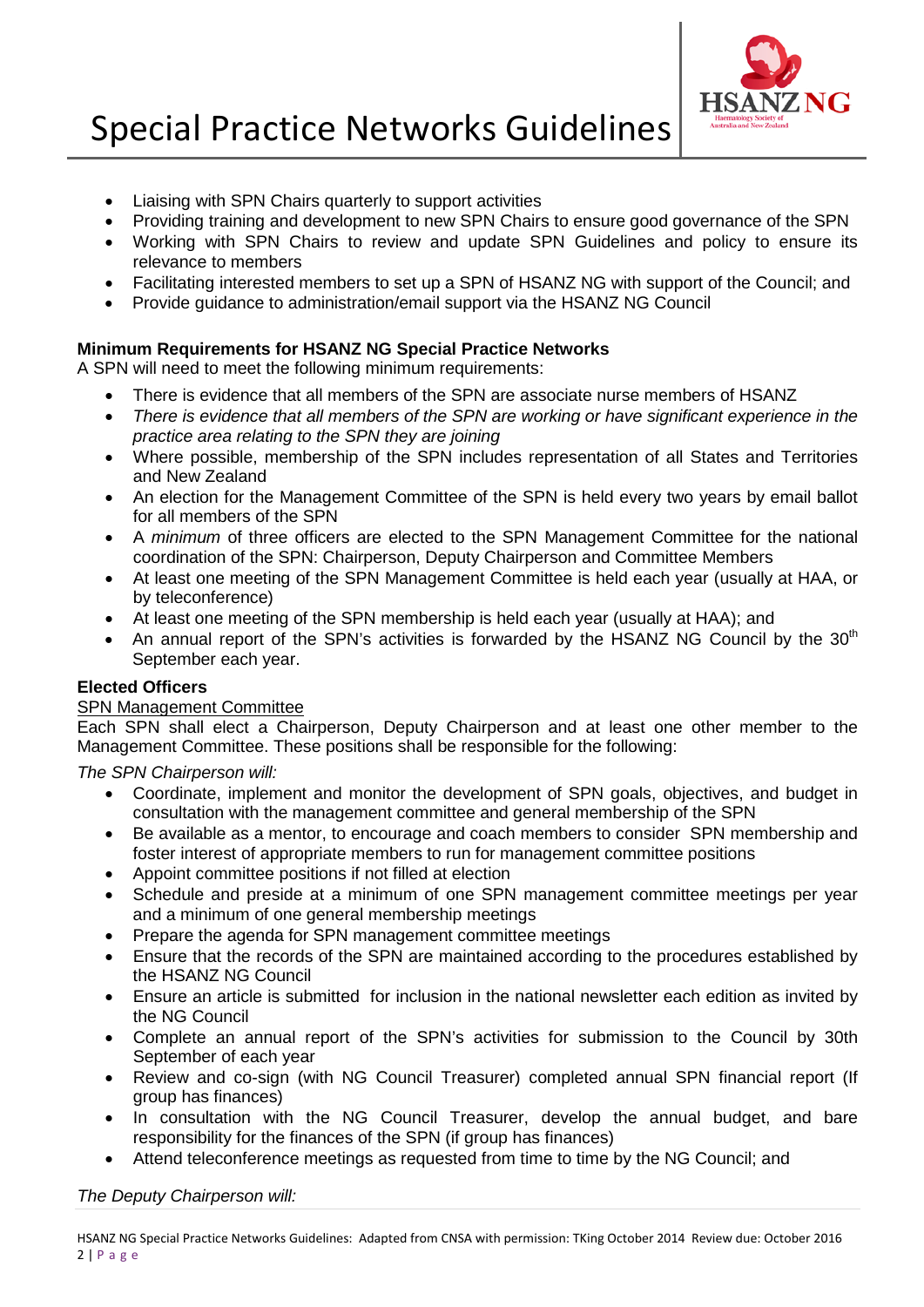- Liaising with SPN Chairs quarterly to support activities
- Providing training and development to new SPN Chairs to ensure good governance of the SPN
- Working with SPN Chairs to review and update SPN Guidelines and policy to ensure its relevance to members
- Facilitating interested members to set up a SPN of HSANZ NG with support of the Council; and
- Provide guidance to administration/email support via the HSANZ NG Council

**Minimum Requirements for HSANZ NG Special Practice Networks**

A SPN will need to meet the following minimum requirements:

- There is evidence that all members of the SPN are associate nurse members of HSANZ
- *There is evidence that all members of the SPN are working or have significant experience in the practice area relating to the SPN they are joining*
- Where possible, membership of the SPN includes representation of all States and Territories and New Zealand
- An election for the Management Committee of the SPN is held every two years by email ballot for all members of the SPN
- A *minimum* of three officers are elected to the SPN Management Committee for the national coordination of the SPN: Chairperson, Deputy Chairperson and Committee Members
- At least one meeting of the SPN Management Committee is held each year (usually at HAA, or by teleconference)
- At least one meeting of the SPN membership is held each year (usually at HAA); and
- An annual report of the SPN's activities is forwarded by the HSANZ NG Council by the 30th September each year.

**Elected Officers**

<u>SPN Management Committee</u>

Each SPN shall elect a Chairperson, Deputy Chairperson and at least one other member to the Management Committee. These positions shall be responsible for the following:

*The SPN Chairperson will:*

- Coordinate, implement and monitor the development of SPN goals, objectives, and budget in consultation with the management committee and general membership of the SPN
- Be available as a mentor, to encourage and coach members to consider SPN membership and foster interest of appropriate members to run for management committee positions
- Appoint committee positions if not filled at election
- Schedule and preside at a minimum of one SPN management committee meetings per year and a minimum of one general membership meetings
- Prepare the agenda for SPN management committee meetings
- Ensure that the records of the SPN are maintained according to the procedures established by the HSANZ NG Council
- Ensure an article is submitted for inclusion in the national newsletter each edition as invited by the NG Council
- Complete an annual report of the SPN's activities for submission to the Council by 30th September of each year
- Review and co-sign (with NG Council Treasurer) completed annual SPN financial report (If group has finances)
- In consultation with the NG Council Treasurer, develop the annual budget, and bare responsibility for the finances of the SPN (if group has finances)
- Attend teleconference meetings as requested from time to time by the NG Council; and

*The Deputy Chairperson will:*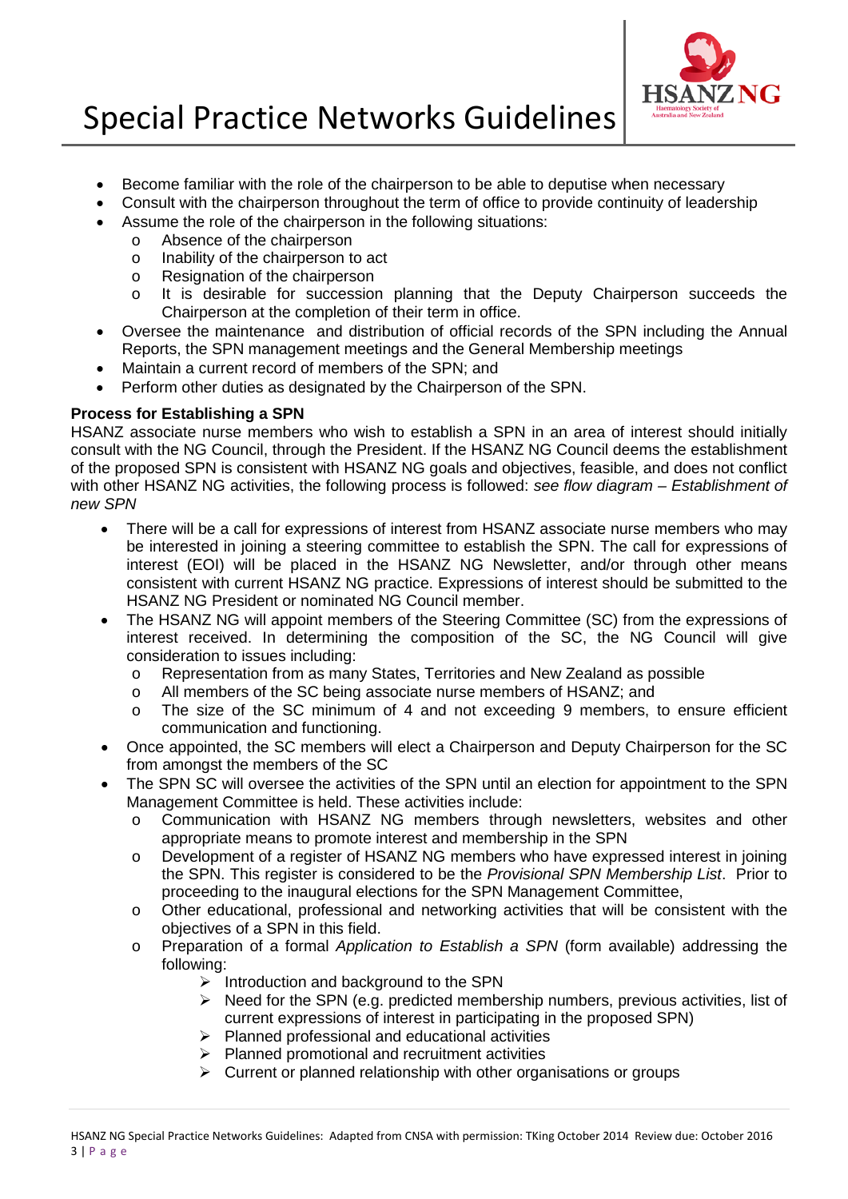- Become familiar with the role of the chairperson to be able to deputise when necessary
- Consult with the chairperson throughout the term of office to provide continuity of leadership
- Assume the role of the chairperson in the following situations:
  - Absence of the chairperson
  - Inability of the chairperson to act
  - Resignation of the chairperson
  - It is desirable for succession planning that the Deputy Chairperson succeeds the Chairperson at the completion of their term in office.
- Oversee the maintenance and distribution of official records of the SPN including the Annual Reports, the SPN management meetings and the General Membership meetings
- Maintain a current record of members of the SPN; and
- Perform other duties as designated by the Chairperson of the SPN.

**Process for Establishing a SPN**

HSANZ associate nurse members who wish to establish a SPN in an area of interest should initially consult with the NG Council, through the President. If the HSANZ NG Council deems the establishment of the proposed SPN is consistent with HSANZ NG goals and objectives, feasible, and does not conflict with other HSANZ NG activities, the following process is followed: *see flow diagram – Establishment of new SPN*

- There will be a call for expressions of interest from HSANZ associate nurse members who may be interested in joining a steering committee to establish the SPN. The call for expressions of interest (EOI) will be placed in the HSANZ NG Newsletter, and/or through other means consistent with current HSANZ NG practice. Expressions of interest should be submitted to the HSANZ NG President or nominated NG Council member.
- The HSANZ NG will appoint members of the Steering Committee (SC) from the expressions of interest received. In determining the composition of the SC, the NG Council will give consideration to issues including:
  - Representation from as many States, Territories and New Zealand as possible
  - All members of the SC being associate nurse members of HSANZ; and
  - The size of the SC minimum of 4 and not exceeding 9 members, to ensure efficient communication and functioning.
- Once appointed, the SC members will elect a Chairperson and Deputy Chairperson for the SC from amongst the members of the SC
- The SPN SC will oversee the activities of the SPN until an election for appointment to the SPN Management Committee is held. These activities include:
  - Communication with HSANZ NG members through newsletters, websites and other appropriate means to promote interest and membership in the SPN
  - Development of a register of HSANZ NG members who have expressed interest in joining the SPN. This register is considered to be the *Provisional SPN Membership List*. Prior to proceeding to the inaugural elections for the SPN Management Committee,
  - Other educational, professional and networking activities that will be consistent with the objectives of a SPN in this field.
  - Preparation of a formal *Application to Establish a SPN* (form available) addressing the following:
    - Introduction and background to the SPN
    - Need for the SPN (e.g. predicted membership numbers, previous activities, list of current expressions of interest in participating in the proposed SPN)
    - Planned professional and educational activities
    - Planned promotional and recruitment activities
    - Current or planned relationship with other organisations or groups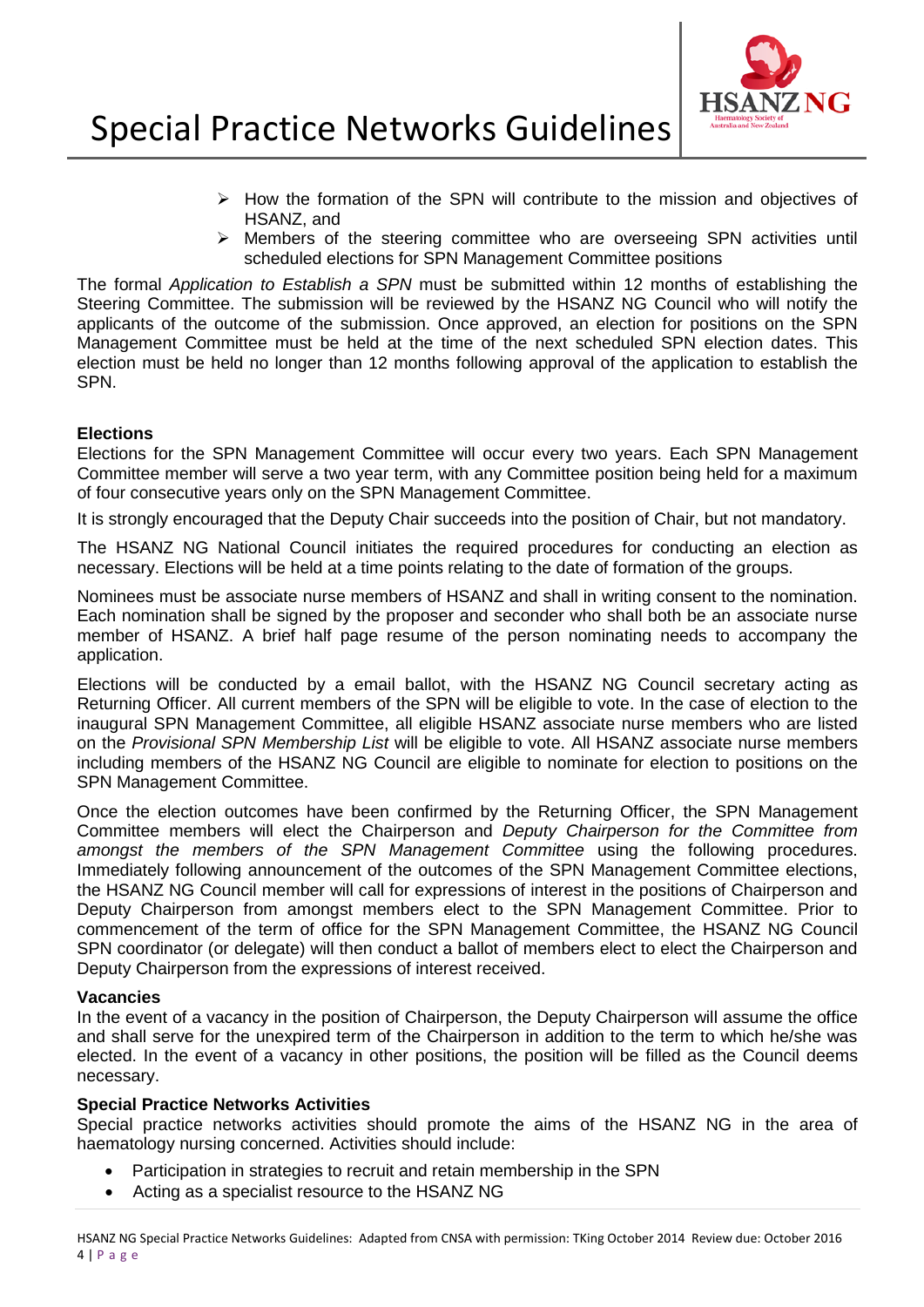- How the formation of the SPN will contribute to the mission and objectives of HSANZ, and
- Members of the steering committee who are overseeing SPN activities until scheduled elections for SPN Management Committee positions

The formal *Application to Establish a SPN* must be submitted within 12 months of establishing the Steering Committee. The submission will be reviewed by the HSANZ NG Council who will notify the applicants of the outcome of the submission. Once approved, an election for positions on the SPN Management Committee must be held at the time of the next scheduled SPN election dates. This election must be held no longer than 12 months following approval of the application to establish the SPN.

**Elections**

Elections for the SPN Management Committee will occur every two years. Each SPN Management Committee member will serve a two year term, with any Committee position being held for a maximum of four consecutive years only on the SPN Management Committee.

It is strongly encouraged that the Deputy Chair succeeds into the position of Chair, but not mandatory.

The HSANZ NG National Council initiates the required procedures for conducting an election as necessary. Elections will be held at a time points relating to the date of formation of the groups.

Nominees must be associate nurse members of HSANZ and shall in writing consent to the nomination. Each nomination shall be signed by the proposer and seconder who shall both be an associate nurse member of HSANZ. A brief half page resume of the person nominating needs to accompany the application.

Elections will be conducted by a email ballot, with the HSANZ NG Council secretary acting as Returning Officer. All current members of the SPN will be eligible to vote. In the case of election to the inaugural SPN Management Committee, all eligible HSANZ associate nurse members who are listed on the *Provisional SPN Membership List* will be eligible to vote. All HSANZ associate nurse members including members of the HSANZ NG Council are eligible to nominate for election to positions on the SPN Management Committee.

Once the election outcomes have been confirmed by the Returning Officer, the SPN Management Committee members will elect the Chairperson and *Deputy Chairperson for the Committee from amongst the members of the SPN Management Committee* using the following procedures. Immediately following announcement of the outcomes of the SPN Management Committee elections, the HSANZ NG Council member will call for expressions of interest in the positions of Chairperson and Deputy Chairperson from amongst members elect to the SPN Management Committee. Prior to commencement of the term of office for the SPN Management Committee, the HSANZ NG Council SPN coordinator (or delegate) will then conduct a ballot of members elect to elect the Chairperson and Deputy Chairperson from the expressions of interest received.

**Vacancies**

In the event of a vacancy in the position of Chairperson, the Deputy Chairperson will assume the office and shall serve for the unexpired term of the Chairperson in addition to the term to which he/she was elected. In the event of a vacancy in other positions, the position will be filled as the Council deems necessary.

**Special Practice Networks Activities**

Special practice networks activities should promote the aims of the HSANZ NG in the area of haematology nursing concerned. Activities should include:

- Participation in strategies to recruit and retain membership in the SPN
- Acting as a specialist resource to the HSANZ NG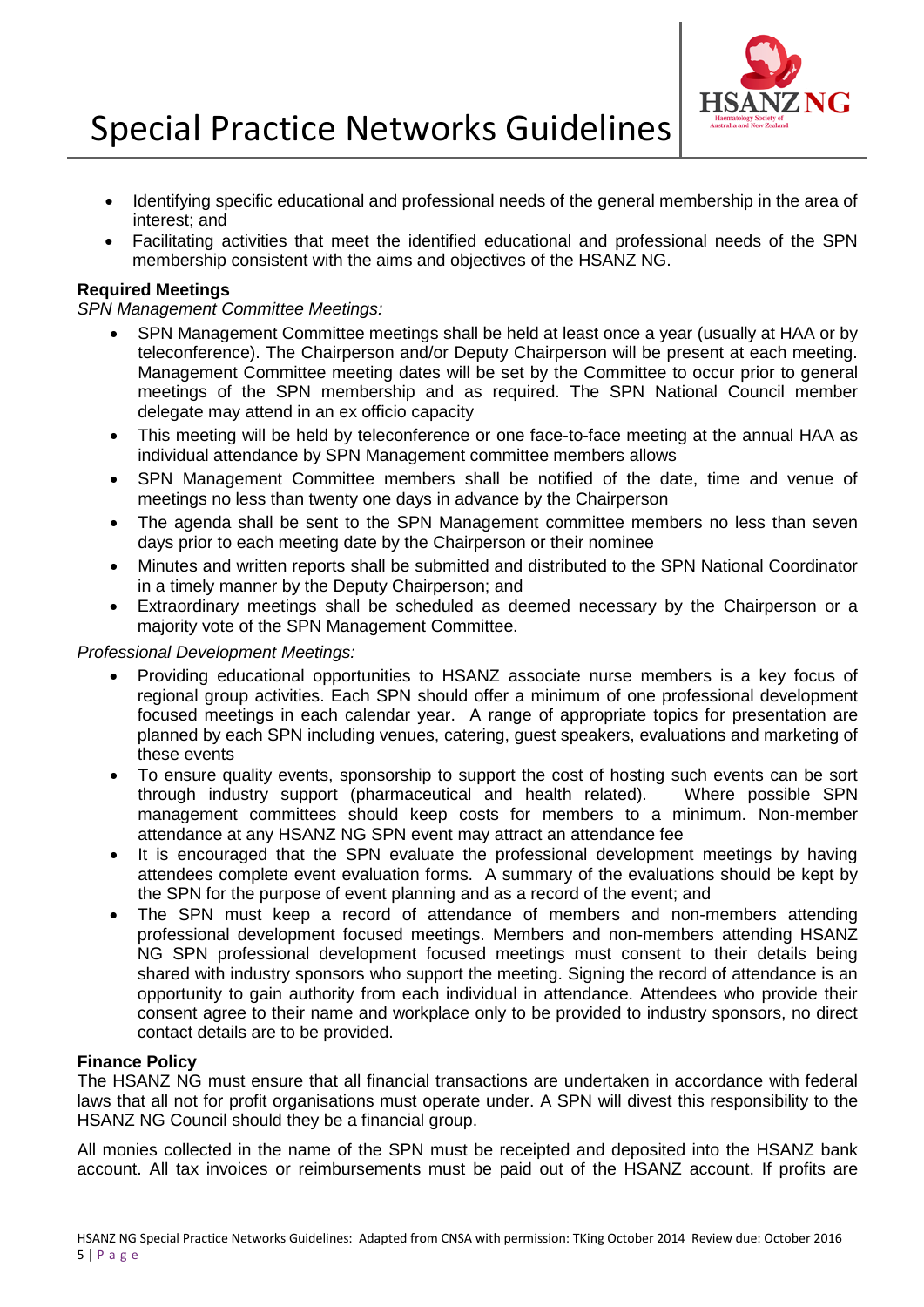- Identifying specific educational and professional needs of the general membership in the area of interest; and
- Facilitating activities that meet the identified educational and professional needs of the SPN membership consistent with the aims and objectives of the HSANZ NG.

**Required Meetings**

*SPN Management Committee Meetings:*

- SPN Management Committee meetings shall be held at least once a year (usually at HAA or by teleconference). The Chairperson and/or Deputy Chairperson will be present at each meeting. Management Committee meeting dates will be set by the Committee to occur prior to general meetings of the SPN membership and as required. The SPN National Council member delegate may attend in an ex officio capacity
- This meeting will be held by teleconference or one face-to-face meeting at the annual HAA as individual attendance by SPN Management committee members allows
- SPN Management Committee members shall be notified of the date, time and venue of meetings no less than twenty one days in advance by the Chairperson
- The agenda shall be sent to the SPN Management committee members no less than seven days prior to each meeting date by the Chairperson or their nominee
- Minutes and written reports shall be submitted and distributed to the SPN National Coordinator in a timely manner by the Deputy Chairperson; and
- Extraordinary meetings shall be scheduled as deemed necessary by the Chairperson or a majority vote of the SPN Management Committee.

*Professional Development Meetings:*

- Providing educational opportunities to HSANZ associate nurse members is a key focus of regional group activities. Each SPN should offer a minimum of one professional development focused meetings in each calendar year. A range of appropriate topics for presentation are planned by each SPN including venues, catering, guest speakers, evaluations and marketing of these events
- To ensure quality events, sponsorship to support the cost of hosting such events can be sort through industry support (pharmaceutical and health related). Where possible SPN management committees should keep costs for members to a minimum. Non-member attendance at any HSANZ NG SPN event may attract an attendance fee
- It is encouraged that the SPN evaluate the professional development meetings by having attendees complete event evaluation forms. A summary of the evaluations should be kept by the SPN for the purpose of event planning and as a record of the event; and
- The SPN must keep a record of attendance of members and non-members attending professional development focused meetings. Members and non-members attending HSANZ NG SPN professional development focused meetings must consent to their details being shared with industry sponsors who support the meeting. Signing the record of attendance is an opportunity to gain authority from each individual in attendance. Attendees who provide their consent agree to their name and workplace only to be provided to industry sponsors, no direct contact details are to be provided.

**Finance Policy**

The HSANZ NG must ensure that all financial transactions are undertaken in accordance with federal laws that all not for profit organisations must operate under. A SPN will divest this responsibility to the HSANZ NG Council should they be a financial group.

All monies collected in the name of the SPN must be receipted and deposited into the HSANZ bank account. All tax invoices or reimbursements must be paid out of the HSANZ account. If profits are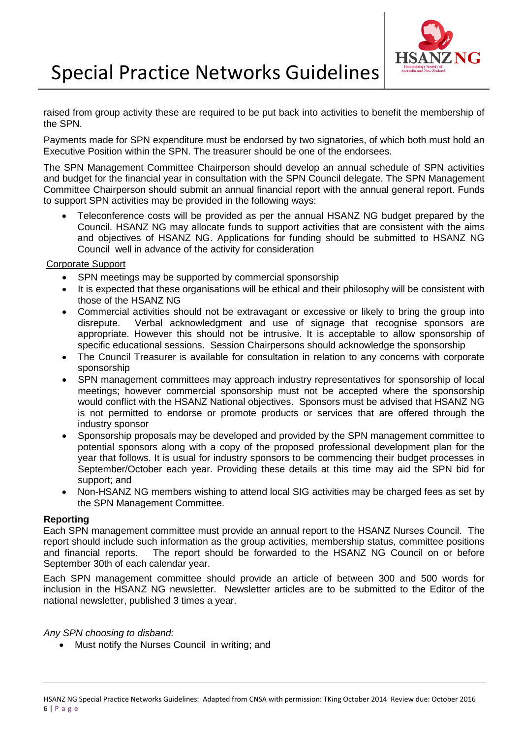raised from group activity these are required to be put back into activities to benefit the membership of the SPN.

Payments made for SPN expenditure must be endorsed by two signatories, of which both must hold an Executive Position within the SPN. The treasurer should be one of the endorsees.

The SPN Management Committee Chairperson should develop an annual schedule of SPN activities and budget for the financial year in consultation with the SPN Council delegate. The SPN Management Committee Chairperson should submit an annual financial report with the annual general report. Funds to support SPN activities may be provided in the following ways:

- Teleconference costs will be provided as per the annual HSANZ NG budget prepared by the Council. HSANZ NG may allocate funds to support activities that are consistent with the aims and objectives of HSANZ NG. Applications for funding should be submitted to HSANZ NG Council well in advance of the activity for consideration

Corporate Support

- SPN meetings may be supported by commercial sponsorship
- It is expected that these organisations will be ethical and their philosophy will be consistent with those of the HSANZ NG
- Commercial activities should not be extravagant or excessive or likely to bring the group into disrepute. Verbal acknowledgment and use of signage that recognise sponsors are appropriate. However this should not be intrusive. It is acceptable to allow sponsorship of specific educational sessions. Session Chairpersons should acknowledge the sponsorship
- The Council Treasurer is available for consultation in relation to any concerns with corporate sponsorship
- SPN management committees may approach industry representatives for sponsorship of local meetings; however commercial sponsorship must not be accepted where the sponsorship would conflict with the HSANZ National objectives. Sponsors must be advised that HSANZ NG is not permitted to endorse or promote products or services that are offered through the industry sponsor
- Sponsorship proposals may be developed and provided by the SPN management committee to potential sponsors along with a copy of the proposed professional development plan for the year that follows. It is usual for industry sponsors to be commencing their budget processes in September/October each year. Providing these details at this time may aid the SPN bid for support; and
- Non-HSANZ NG members wishing to attend local SIG activities may be charged fees as set by the SPN Management Committee.

**Reporting**

Each SPN management committee must provide an annual report to the HSANZ Nurses Council. The report should include such information as the group activities, membership status, committee positions and financial reports. The report should be forwarded to the HSANZ NG Council on or before September 30th of each calendar year.

Each SPN management committee should provide an article of between 300 and 500 words for inclusion in the HSANZ NG newsletter. Newsletter articles are to be submitted to the Editor of the national newsletter, published 3 times a year.

*Any SPN choosing to disband:*

- Must notify the Nurses Council in writing; and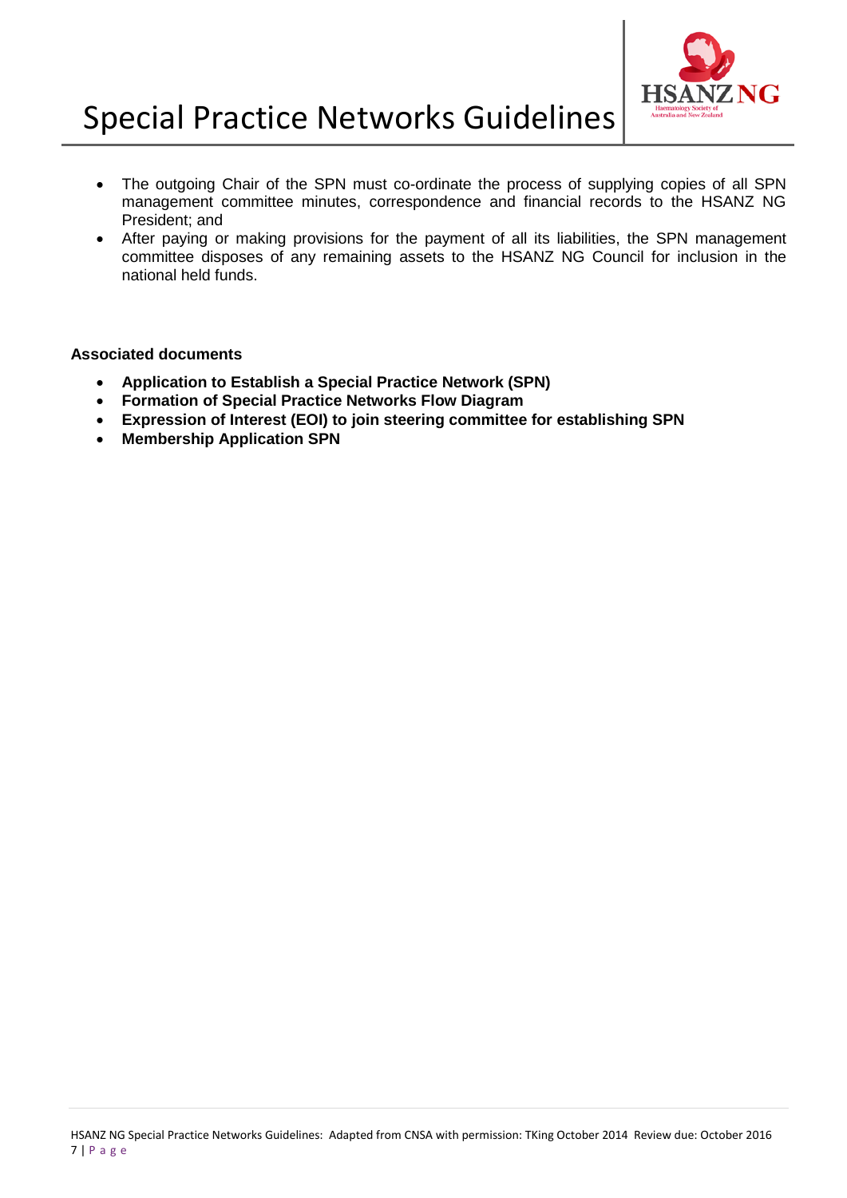- The outgoing Chair of the SPN must co-ordinate the process of supplying copies of all SPN management committee minutes, correspondence and financial records to the HSANZ NG President; and
- After paying or making provisions for the payment of all its liabilities, the SPN management committee disposes of any remaining assets to the HSANZ NG Council for inclusion in the national held funds.

**Associated documents**

- **Application to Establish a Special Practice Network (SPN)**
- **Formation of Special Practice Networks Flow Diagram**
- **Expression of Interest (EOI) to join steering committee for establishing SPN**
- **Membership Application SPN**